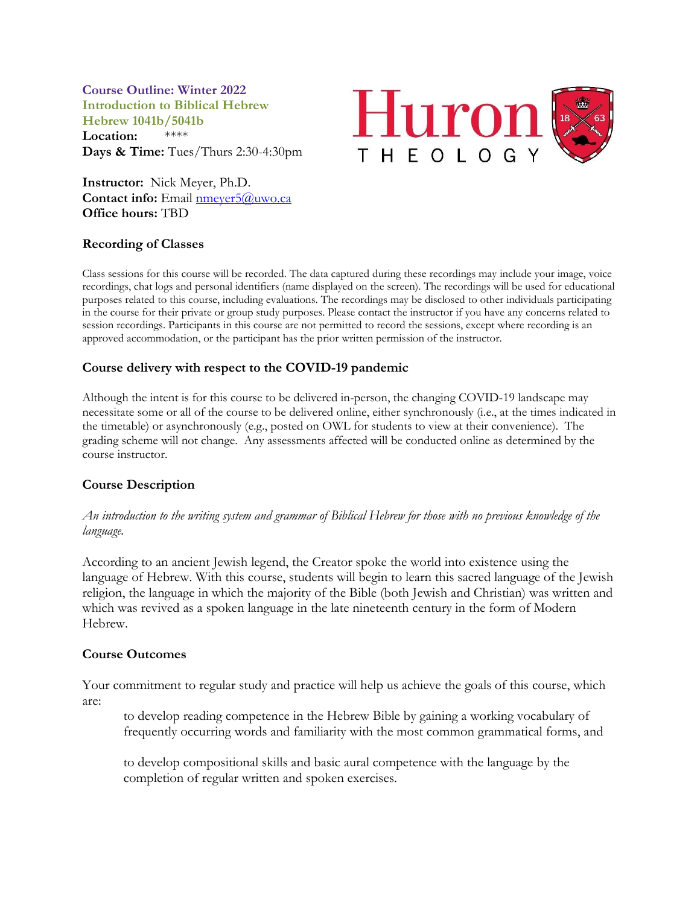**Course Outline: Winter 2022**
**Introduction to Biblical Hebrew**
**Hebrew 1041b/5041b**
**Location:** ****
**Days & Time:** Tues/Thurs 2:30-4:30pm

Huron THEOLOGY

**Instructor:** Nick Meyer, Ph.D.
**Contact info:** Email nmeyer5@uwo.ca
**Office hours:** TBD

## Recording of Classes

Class sessions for this course will be recorded. The data captured during these recordings may include your image, voice recordings, chat logs and personal identifiers (name displayed on the screen). The recordings will be used for educational purposes related to this course, including evaluations. The recordings may be disclosed to other individuals participating in the course for their private or group study purposes. Please contact the instructor if you have any concerns related to session recordings. Participants in this course are not permitted to record the sessions, except where recording is an approved accommodation, or the participant has the prior written permission of the instructor.

## Course delivery with respect to the COVID-19 pandemic

Although the intent is for this course to be delivered in-person, the changing COVID-19 landscape may necessitate some or all of the course to be delivered online, either synchronously (i.e., at the times indicated in the timetable) or asynchronously (e.g., posted on OWL for students to view at their convenience). The grading scheme will not change. Any assessments affected will be conducted online as determined by the course instructor.

## Course Description

*An introduction to the writing system and grammar of Biblical Hebrew for those with no previous knowledge of the language.*

According to an ancient Jewish legend, the Creator spoke the world into existence using the language of Hebrew. With this course, students will begin to learn this sacred language of the Jewish religion, the language in which the majority of the Bible (both Jewish and Christian) was written and which was revived as a spoken language in the late nineteenth century in the form of Modern Hebrew.

## Course Outcomes

Your commitment to regular study and practice will help us achieve the goals of this course, which are:

> to develop reading competence in the Hebrew Bible by gaining a working vocabulary of frequently occurring words and familiarity with the most common grammatical forms, and
>
> to develop compositional skills and basic aural competence with the language by the completion of regular written and spoken exercises.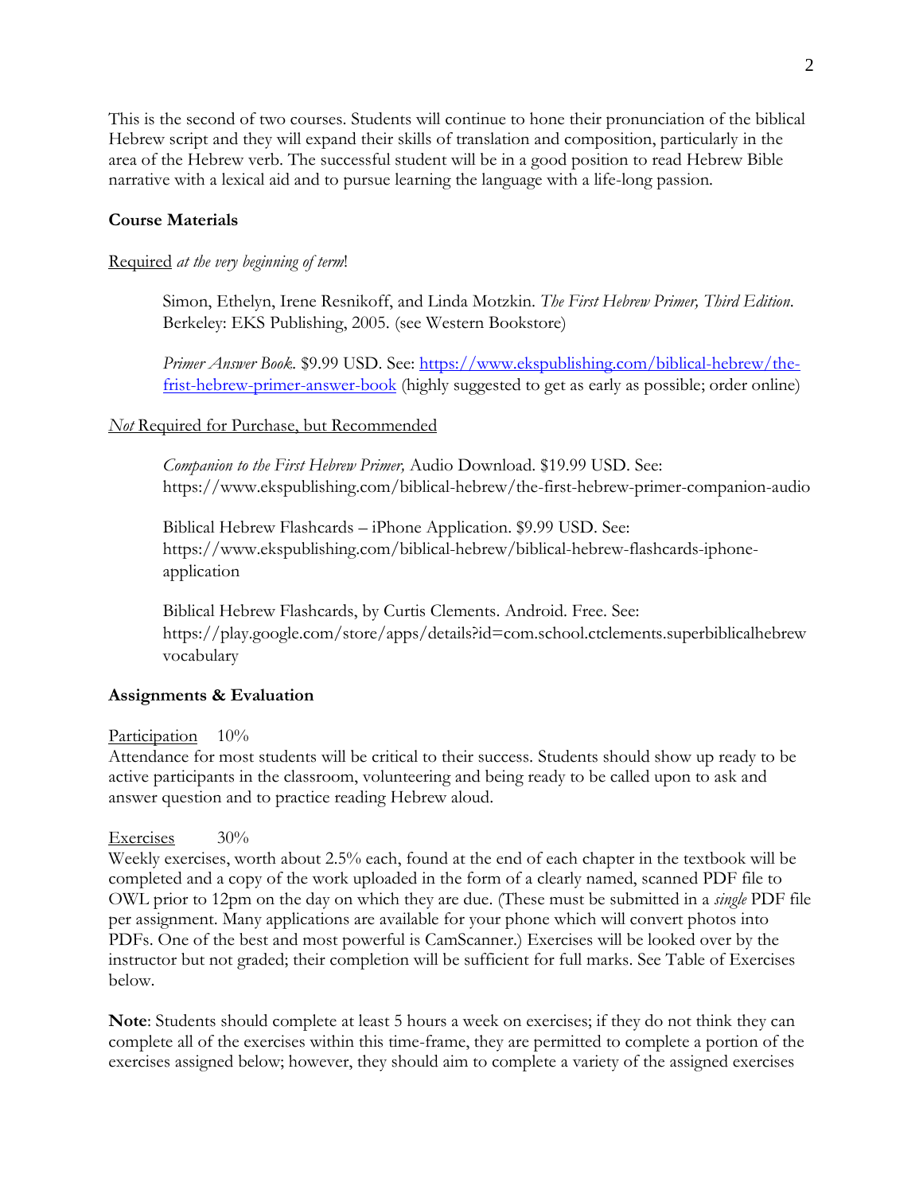This is the second of two courses. Students will continue to hone their pronunciation of the biblical Hebrew script and they will expand their skills of translation and composition, particularly in the area of the Hebrew verb. The successful student will be in a good position to read Hebrew Bible narrative with a lexical aid and to pursue learning the language with a life-long passion.

**Course Materials**

Required *at the very beginning of term*!

> Simon, Ethelyn, Irene Resnikoff, and Linda Motzkin. *The First Hebrew Primer, Third Edition*. Berkeley: EKS Publishing, 2005. (see Western Bookstore)
>
> *Primer Answer Book*. $9.99 USD. See: [https://www.ekspublishing.com/biblical-hebrew/the-frist-hebrew-primer-answer-book](https://www.ekspublishing.com/biblical-hebrew/the-frist-hebrew-primer-answer-book) (highly suggested to get as early as possible; order online)

*Not* Required for Purchase, but Recommended

> *Companion to the First Hebrew Primer,* Audio Download. $19.99 USD. See: https://www.ekspublishing.com/biblical-hebrew/the-first-hebrew-primer-companion-audio
>
> Biblical Hebrew Flashcards – iPhone Application. $9.99 USD. See: https://www.ekspublishing.com/biblical-hebrew/biblical-hebrew-flashcards-iphone-application
>
> Biblical Hebrew Flashcards, by Curtis Clements. Android. Free. See: https://play.google.com/store/apps/details?id=com.school.ctclements.superbiblicalhebrew vocabulary

**Assignments & Evaluation**

Participation 10%
Attendance for most students will be critical to their success. Students should show up ready to be active participants in the classroom, volunteering and being ready to be called upon to ask and answer question and to practice reading Hebrew aloud.

Exercises 30%
Weekly exercises, worth about 2.5% each, found at the end of each chapter in the textbook will be completed and a copy of the work uploaded in the form of a clearly named, scanned PDF file to OWL prior to 12pm on the day on which they are due. (These must be submitted in a *single* PDF file per assignment. Many applications are available for your phone which will convert photos into PDFs. One of the best and most powerful is CamScanner.) Exercises will be looked over by the instructor but not graded; their completion will be sufficient for full marks. See Table of Exercises below.

**Note**: Students should complete at least 5 hours a week on exercises; if they do not think they can complete all of the exercises within this time-frame, they are permitted to complete a portion of the exercises assigned below; however, they should aim to complete a variety of the assigned exercises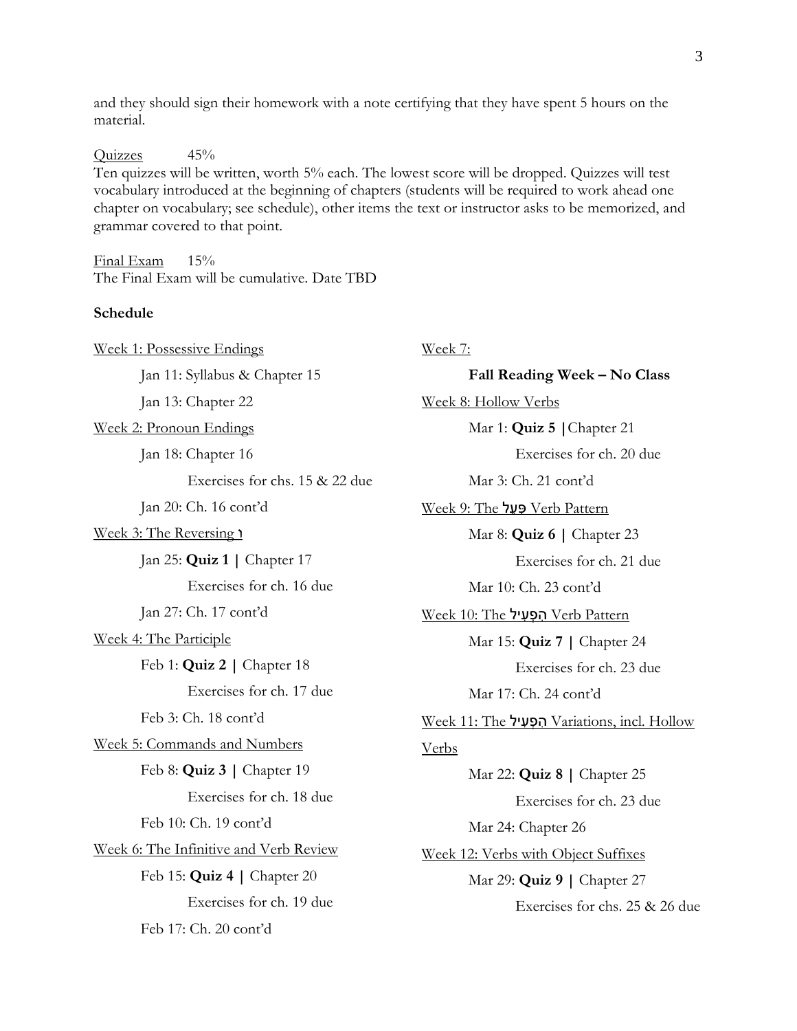and they should sign their homework with a note certifying that they have spent 5 hours on the material.

Quizzes 45%

Ten quizzes will be written, worth 5% each. The lowest score will be dropped. Quizzes will test vocabulary introduced at the beginning of chapters (students will be required to work ahead one chapter on vocabulary; see schedule), other items the text or instructor asks to be memorized, and grammar covered to that point.

Final Exam 15%

The Final Exam will be cumulative. Date TBD

**Schedule**

Week 1: Possessive Endings

- Jan 11: Syllabus & Chapter 15
- Jan 13: Chapter 22

Week 2: Pronoun Endings

- Jan 18: Chapter 16
  - Exercises for chs. 15 & 22 due
- Jan 20: Ch. 16 cont'd

Week 3: The Reversing **ו**

- Jan 25: **Quiz 1 |** Chapter 17
  - Exercises for ch. 16 due
- Jan 27: Ch. 17 cont'd

Week 4: The Participle

- Feb 1: **Quiz 2 |** Chapter 18
  - Exercises for ch. 17 due
- Feb 3: Ch. 18 cont'd

Week 5: Commands and Numbers

- Feb 8: **Quiz 3 |** Chapter 19
  - Exercises for ch. 18 due
- Feb 10: Ch. 19 cont'd

Week 6: The Infinitive and Verb Review

- Feb 15: **Quiz 4 |** Chapter 20
  - Exercises for ch. 19 due
- Feb 17: Ch. 20 cont'd

Week 7:

**Fall Reading Week – No Class**

Week 8: Hollow Verbs

- Mar 1: **Quiz 5 |** Chapter 21
  - Exercises for ch. 20 due
- Mar 3: Ch. 21 cont'd

Week 9: The **פִּעֵל** Verb Pattern

- Mar 8: **Quiz 6 |** Chapter 23
  - Exercises for ch. 21 due
- Mar 10: Ch. 23 cont'd

Week 10: The **הִפְעִיל** Verb Pattern

- Mar 15: **Quiz 7 |** Chapter 24
  - Exercises for ch. 23 due
- Mar 17: Ch. 24 cont'd

Week 11: The **הִפְעִיל** Variations, incl. Hollow Verbs

- Mar 22: **Quiz 8 |** Chapter 25
  - Exercises for ch. 23 due
- Mar 24: Chapter 26

Week 12: Verbs with Object Suffixes

- Mar 29: **Quiz 9 |** Chapter 27
  - Exercises for chs. 25 & 26 due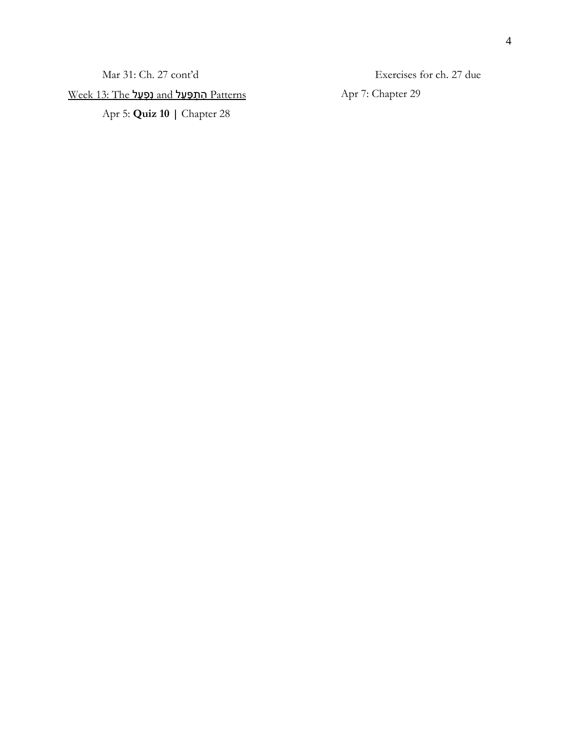Mar 31: Ch. 27 cont'd

Exercises for ch. 27 due

Week 13: The נִפְעַל and הִתְפַּעֵל Patterns

Apr 5: **Quiz 10 |** Chapter 28

Apr 7: Chapter 29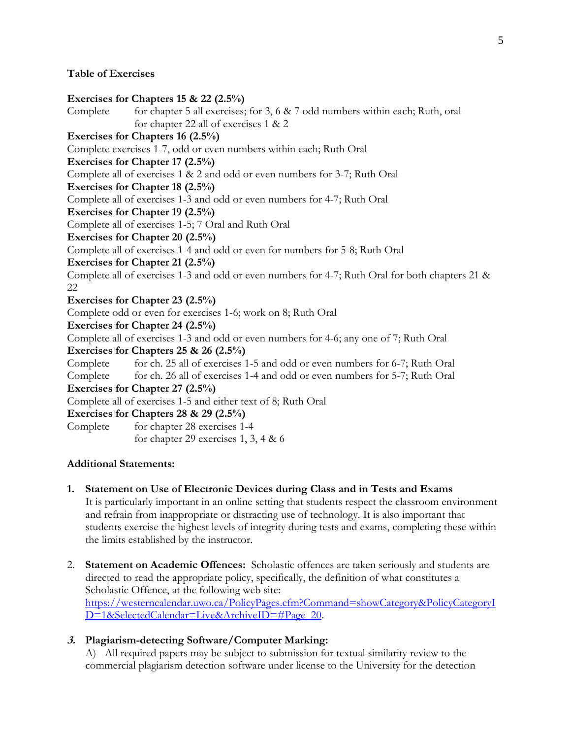**Table of Exercises**

**Exercises for Chapters 15 & 22 (2.5%)**
Complete for chapter 5 all exercises; for 3, 6 & 7 odd numbers within each; Ruth, oral
for chapter 22 all of exercises 1 & 2

**Exercises for Chapters 16 (2.5%)**
Complete exercises 1-7, odd or even numbers within each; Ruth Oral

**Exercises for Chapter 17 (2.5%)**
Complete all of exercises 1 & 2 and odd or even numbers for 3-7; Ruth Oral

**Exercises for Chapter 18 (2.5%)**
Complete all of exercises 1-3 and odd or even numbers for 4-7; Ruth Oral

**Exercises for Chapter 19 (2.5%)**
Complete all of exercises 1-5; 7 Oral and Ruth Oral

**Exercises for Chapter 20 (2.5%)**
Complete all of exercises 1-4 and odd or even for numbers for 5-8; Ruth Oral

**Exercises for Chapter 21 (2.5%)**
Complete all of exercises 1-3 and odd or even numbers for 4-7; Ruth Oral for both chapters 21 & 22

**Exercises for Chapter 23 (2.5%)**
Complete odd or even for exercises 1-6; work on 8; Ruth Oral

**Exercises for Chapter 24 (2.5%)**
Complete all of exercises 1-3 and odd or even numbers for 4-6; any one of 7; Ruth Oral

**Exercises for Chapters 25 & 26 (2.5%)**
Complete for ch. 25 all of exercises 1-5 and odd or even numbers for 6-7; Ruth Oral
Complete for ch. 26 all of exercises 1-4 and odd or even numbers for 5-7; Ruth Oral

**Exercises for Chapter 27 (2.5%)**
Complete all of exercises 1-5 and either text of 8; Ruth Oral

**Exercises for Chapters 28 & 29 (2.5%)**
Complete for chapter 28 exercises 1-4
for chapter 29 exercises 1, 3, 4 & 6

**Additional Statements:**

1. **Statement on Use of Electronic Devices during Class and in Tests and Exams**
   It is particularly important in an online setting that students respect the classroom environment and refrain from inappropriate or distracting use of technology. It is also important that students exercise the highest levels of integrity during tests and exams, completing these within the limits established by the instructor.

2. **Statement on Academic Offences:** Scholastic offences are taken seriously and students are directed to read the appropriate policy, specifically, the definition of what constitutes a Scholastic Offence, at the following web site: https://westerncalendar.uwo.ca/PolicyPages.cfm?Command=showCategory&PolicyCategoryID=1&SelectedCalendar=Live&ArchiveID=#Page_20.

3. **Plagiarism-detecting Software/Computer Marking:**
   A) All required papers may be subject to submission for textual similarity review to the commercial plagiarism detection software under license to the University for the detection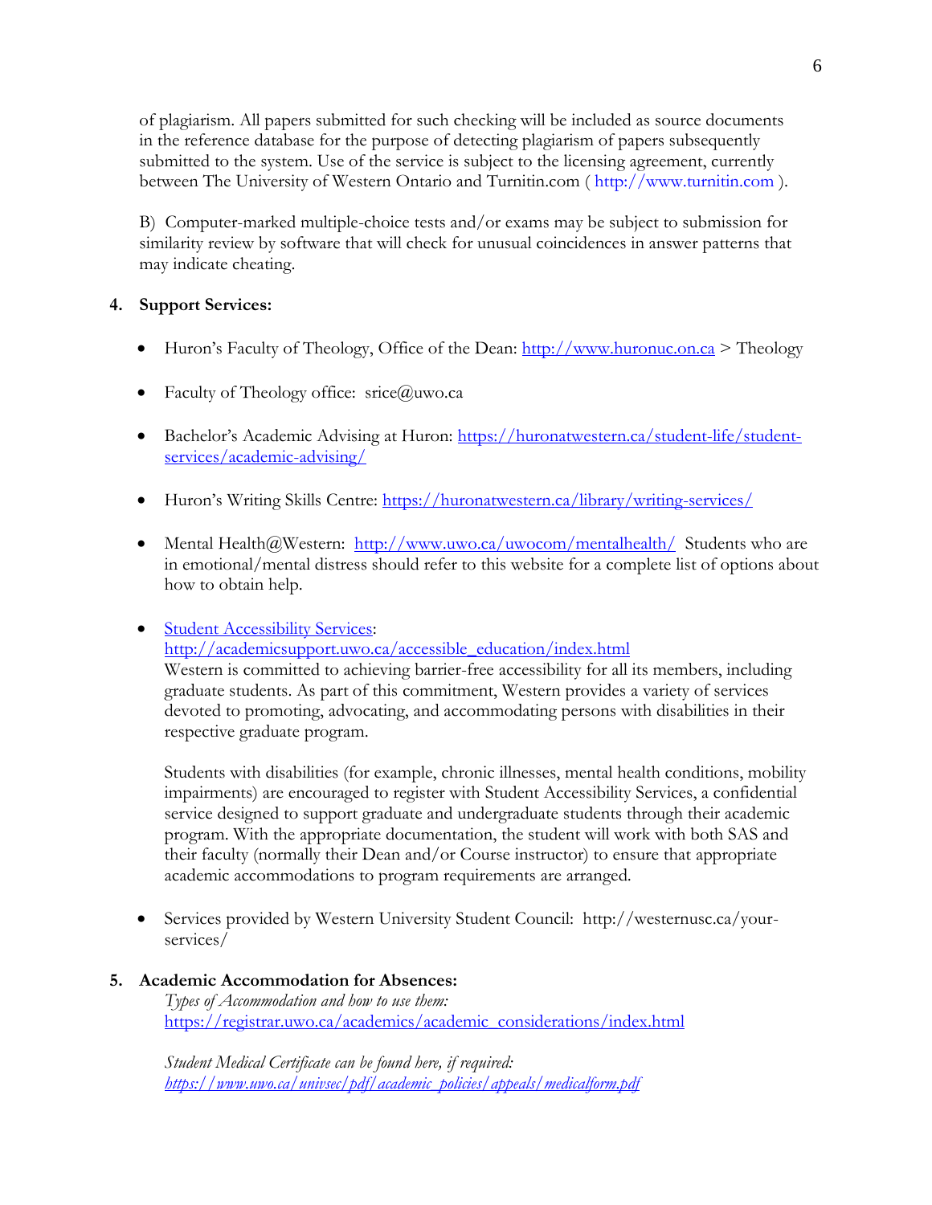of plagiarism. All papers submitted for such checking will be included as source documents in the reference database for the purpose of detecting plagiarism of papers subsequently submitted to the system. Use of the service is subject to the licensing agreement, currently between The University of Western Ontario and Turnitin.com ( http://www.turnitin.com ).

B) Computer-marked multiple-choice tests and/or exams may be subject to submission for similarity review by software that will check for unusual coincidences in answer patterns that may indicate cheating.

**4. Support Services:**

- Huron's Faculty of Theology, Office of the Dean: http://www.huronuc.on.ca > Theology
- Faculty of Theology office: srice@uwo.ca
- Bachelor's Academic Advising at Huron: https://huronatwestern.ca/student-life/student-services/academic-advising/
- Huron's Writing Skills Centre: https://huronatwestern.ca/library/writing-services/
- Mental Health@Western: http://www.uwo.ca/uwocom/mentalhealth/ Students who are in emotional/mental distress should refer to this website for a complete list of options about how to obtain help.
- Student Accessibility Services: http://academicsupport.uwo.ca/accessible_education/index.html
  Western is committed to achieving barrier-free accessibility for all its members, including graduate students. As part of this commitment, Western provides a variety of services devoted to promoting, advocating, and accommodating persons with disabilities in their respective graduate program.

  Students with disabilities (for example, chronic illnesses, mental health conditions, mobility impairments) are encouraged to register with Student Accessibility Services, a confidential service designed to support graduate and undergraduate students through their academic program. With the appropriate documentation, the student will work with both SAS and their faculty (normally their Dean and/or Course instructor) to ensure that appropriate academic accommodations to program requirements are arranged.

- Services provided by Western University Student Council: http://westernusc.ca/your-services/

**5. Academic Accommodation for Absences:**

*Types of Accommodation and how to use them:*
https://registrar.uwo.ca/academics/academic_considerations/index.html

*Student Medical Certificate can be found here, if required:*
*https://www.uwo.ca/univsec/pdf/academic_policies/appeals/medicalform.pdf*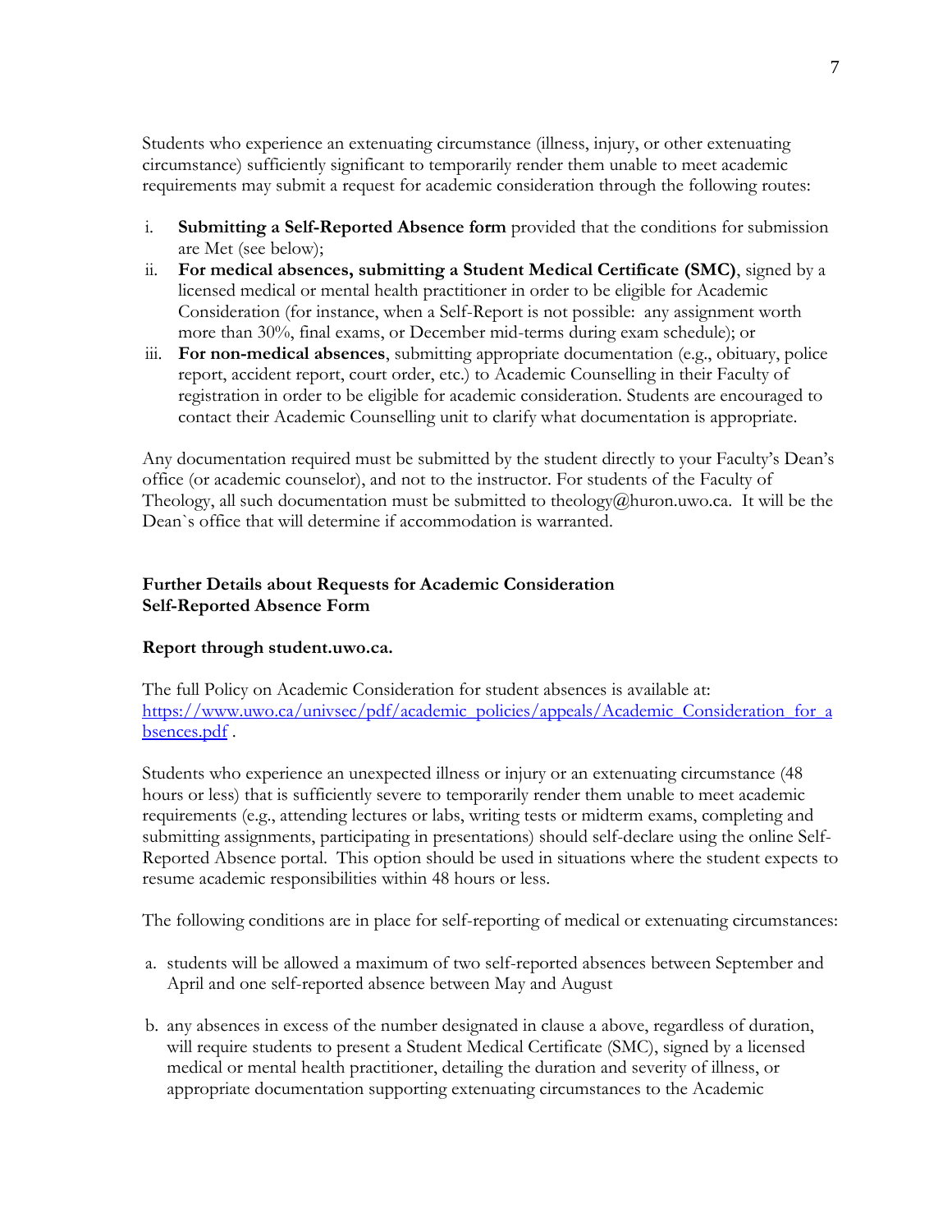Students who experience an extenuating circumstance (illness, injury, or other extenuating circumstance) sufficiently significant to temporarily render them unable to meet academic requirements may submit a request for academic consideration through the following routes:

i. **Submitting a Self-Reported Absence form** provided that the conditions for submission are Met (see below);
ii. **For medical absences, submitting a Student Medical Certificate (SMC)**, signed by a licensed medical or mental health practitioner in order to be eligible for Academic Consideration (for instance, when a Self-Report is not possible: any assignment worth more than 30%, final exams, or December mid-terms during exam schedule); or
iii. **For non-medical absences**, submitting appropriate documentation (e.g., obituary, police report, accident report, court order, etc.) to Academic Counselling in their Faculty of registration in order to be eligible for academic consideration. Students are encouraged to contact their Academic Counselling unit to clarify what documentation is appropriate.

Any documentation required must be submitted by the student directly to your Faculty's Dean's office (or academic counselor), and not to the instructor. For students of the Faculty of Theology, all such documentation must be submitted to theology@huron.uwo.ca. It will be the Dean`s office that will determine if accommodation is warranted.

**Further Details about Requests for Academic Consideration**
**Self-Reported Absence Form**

**Report through student.uwo.ca.**

The full Policy on Academic Consideration for student absences is available at: [https://www.uwo.ca/univsec/pdf/academic_policies/appeals/Academic_Consideration_for_absences.pdf](https://www.uwo.ca/univsec/pdf/academic_policies/appeals/Academic_Consideration_for_absences.pdf) .

Students who experience an unexpected illness or injury or an extenuating circumstance (48 hours or less) that is sufficiently severe to temporarily render them unable to meet academic requirements (e.g., attending lectures or labs, writing tests or midterm exams, completing and submitting assignments, participating in presentations) should self-declare using the online Self-Reported Absence portal. This option should be used in situations where the student expects to resume academic responsibilities within 48 hours or less.

The following conditions are in place for self-reporting of medical or extenuating circumstances:

a. students will be allowed a maximum of two self-reported absences between September and April and one self-reported absence between May and August

b. any absences in excess of the number designated in clause a above, regardless of duration, will require students to present a Student Medical Certificate (SMC), signed by a licensed medical or mental health practitioner, detailing the duration and severity of illness, or appropriate documentation supporting extenuating circumstances to the Academic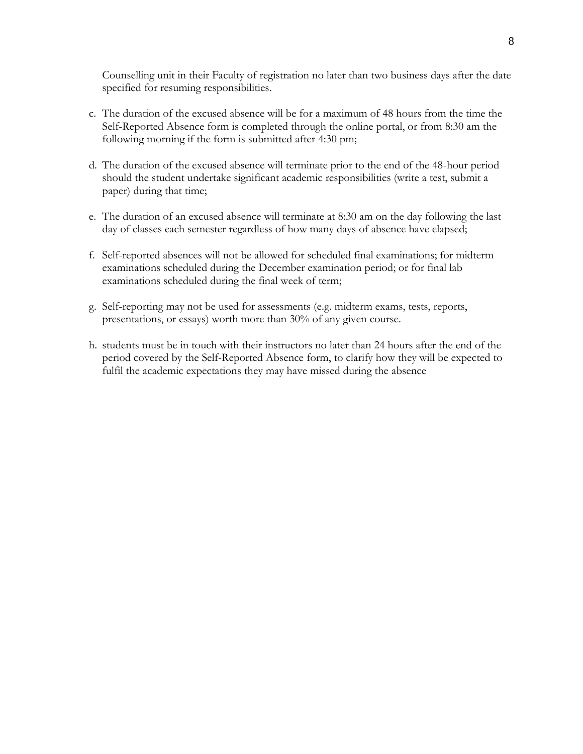Counselling unit in their Faculty of registration no later than two business days after the date specified for resuming responsibilities.

c. The duration of the excused absence will be for a maximum of 48 hours from the time the Self-Reported Absence form is completed through the online portal, or from 8:30 am the following morning if the form is submitted after 4:30 pm;

d. The duration of the excused absence will terminate prior to the end of the 48-hour period should the student undertake significant academic responsibilities (write a test, submit a paper) during that time;

e. The duration of an excused absence will terminate at 8:30 am on the day following the last day of classes each semester regardless of how many days of absence have elapsed;

f. Self-reported absences will not be allowed for scheduled final examinations; for midterm examinations scheduled during the December examination period; or for final lab examinations scheduled during the final week of term;

g. Self-reporting may not be used for assessments (e.g. midterm exams, tests, reports, presentations, or essays) worth more than 30% of any given course.

h. students must be in touch with their instructors no later than 24 hours after the end of the period covered by the Self-Reported Absence form, to clarify how they will be expected to fulfil the academic expectations they may have missed during the absence